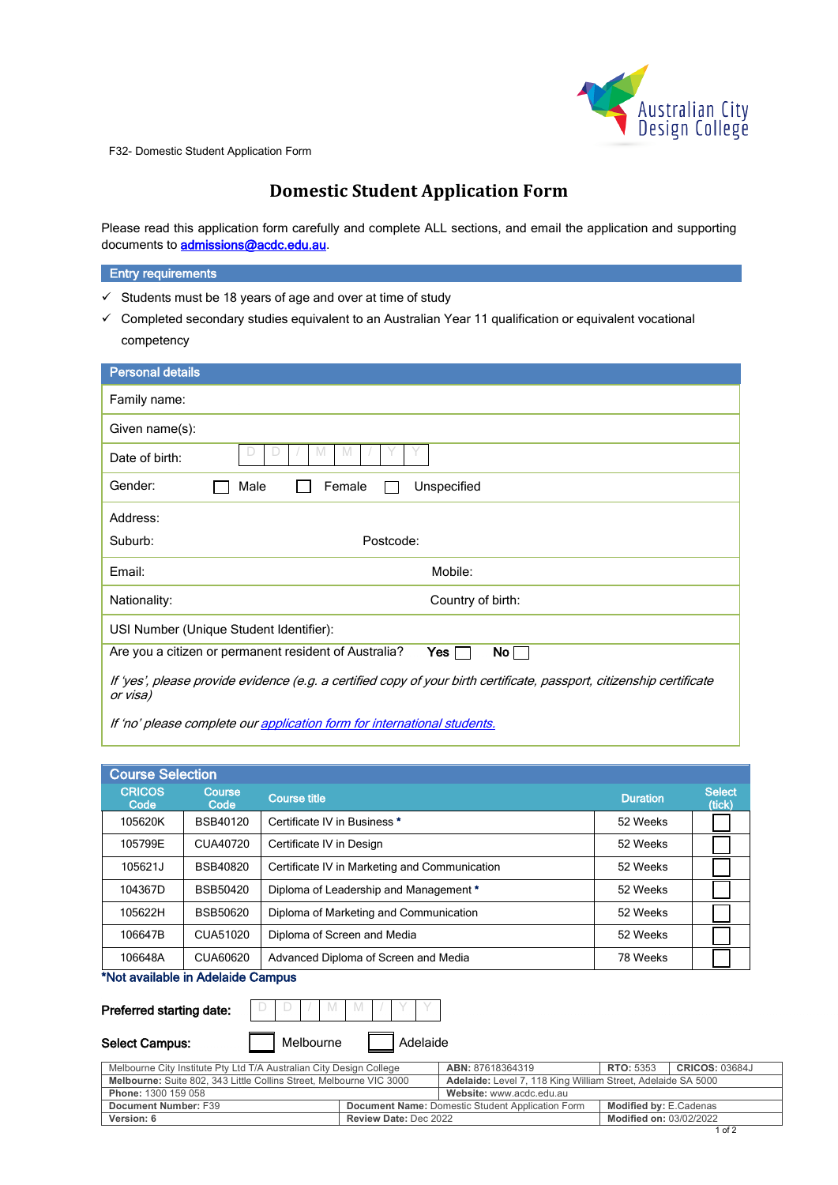F32- Domestic Student Application Form

# Domestic Student Application Form

Please read this application form carefully and complete ALL sections, and email the application and supporting documents to admissions@acdc.edu.au.

## Entry requirements

- ✓ Students must be 18 years of age and over at time of study
- ✓ Completed secondary studies equivalent to an Australian Year 11 qualification or equivalent vocational competency

## Personal details

| | |
|---|---|
| Family name: | |
| Given name(s): | |
| Date of birth: | D D / M M / Y Y |
| Gender: ☐ Male ☐ Female ☐ Unspecified | |
| Address: | |
| Suburb: | Postcode: |
| Email: | Mobile: |
| Nationality: | Country of birth: |
| USI Number (Unique Student Identifier): | |
| Are you a citizen or permanent resident of Australia? | **Yes** ☐ **No** ☐ |

*If 'yes', please provide evidence (e.g. a certified copy of your birth certificate, passport, citizenship certificate or visa)*

*If 'no' please complete our application form for international students.*

## Course Selection

| CRICOS Code | Course Code | Course title | Duration | Select (tick) |
|---|---|---|---|---|
| 105620K | BSB40120 | Certificate IV in Business * | 52 Weeks | ☐ |
| 105799E | CUA40720 | Certificate IV in Design | 52 Weeks | ☐ |
| 105621J | BSB40820 | Certificate IV in Marketing and Communication | 52 Weeks | ☐ |
| 104367D | BSB50420 | Diploma of Leadership and Management * | 52 Weeks | ☐ |
| 105622H | BSB50620 | Diploma of Marketing and Communication | 52 Weeks | ☐ |
| 106647B | CUA51020 | Diploma of Screen and Media | 52 Weeks | ☐ |
| 106648A | CUA60620 | Advanced Diploma of Screen and Media | 78 Weeks | ☐ |

*Not available in Adelaide Campus

**Preferred starting date:** D D / M M / Y Y

**Select Campus:** ☐ Melbourne ☐ Adelaide

| | | | |
|---|---|---|---|
| Melbourne City Institute Pty Ltd T/A Australian City Design College | **ABN:** 87618364319 | **RTO:** 5353 | **CRICOS:** 03684J |
| **Melbourne:** Suite 802, 343 Little Collins Street, Melbourne VIC 3000 | **Adelaide:** Level 7, 118 King William Street, Adelaide SA 5000 | | |
| **Phone:** 1300 159 058 | **Website:** www.acdc.edu.au | | |
| **Document Number:** F39 | **Document Name:** Domestic Student Application Form | **Modified by:** E.Cadenas | |
| **Version:** 6 | **Review Date:** Dec 2022 | **Modified on:** 03/02/2022 | |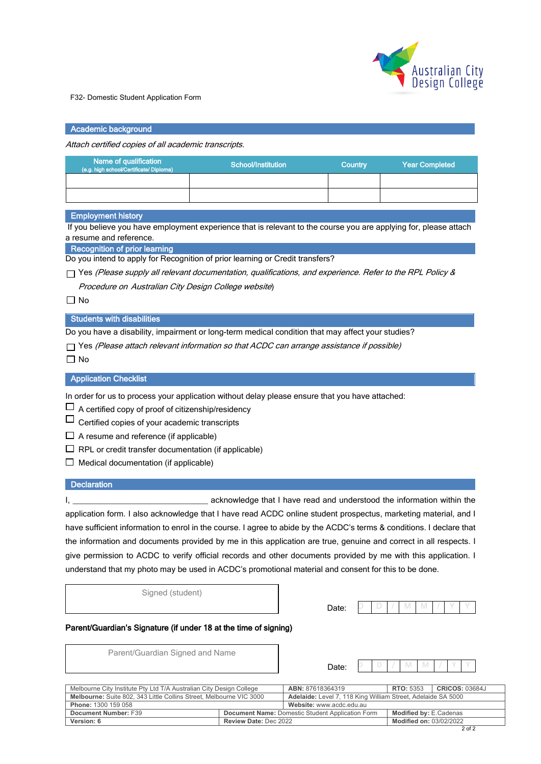F32- Domestic Student Application Form

## Academic background

*Attach certified copies of all academic transcripts.*

| Name of qualification (e.g. high school/Certificate/ Diploma) | School/Institution | Country | Year Completed |
|---|---|---|---|
| | | | |
| | | | |

## Employment history

If you believe you have employment experience that is relevant to the course you are applying for, please attach a resume and reference.

## Recognition of prior learning

Do you intend to apply for Recognition of prior learning or Credit transfers?

☐ Yes *(Please supply all relevant documentation, qualifications, and experience. Refer to the RPL Policy & Procedure on Australian City Design College website*)

☐ No

## Students with disabilities

Do you have a disability, impairment or long-term medical condition that may affect your studies?

☐ Yes *(Please attach relevant information so that ACDC can arrange assistance if possible)*

☐ No

## Application Checklist

In order for us to process your application without delay please ensure that you have attached:

☐ A certified copy of proof of citizenship/residency

☐ Certified copies of your academic transcripts

☐ A resume and reference (if applicable)

☐ RPL or credit transfer documentation (if applicable)

☐ Medical documentation (if applicable)

## Declaration

I, _______________________________ acknowledge that I have read and understood the information within the application form. I also acknowledge that I have read ACDC online student prospectus, marketing material, and I have sufficient information to enrol in the course. I agree to abide by the ACDC's terms & conditions. I declare that the information and documents provided by me in this application are true, genuine and correct in all respects. I give permission to ACDC to verify official records and other documents provided by me with this application. I understand that my photo may be used in ACDC's promotional material and consent for this to be done.

Signed (student)

Date: D D / M M / Y Y

**Parent/Guardian's Signature (if under 18 at the time of signing)**

Parent/Guardian Signed and Name

Date: D D / M M / Y Y

| | | | |
|---|---|---|---|
| Melbourne City Institute Pty Ltd T/A Australian City Design College | **ABN:** 87618364319 | **RTO:** 5353 | **CRICOS:** 03684J |
| **Melbourne:** Suite 802, 343 Little Collins Street, Melbourne VIC 3000 | **Adelaide:** Level 7, 118 King William Street, Adelaide SA 5000 | | |
| **Phone:** 1300 159 058 | **Website:** www.acdc.edu.au | | |
| **Document Number:** F39 | **Document Name:** Domestic Student Application Form | **Modified by:** E.Cadenas | |
| **Version:** 6 | **Review Date:** Dec 2022 | **Modified on:** 03/02/2022 | |